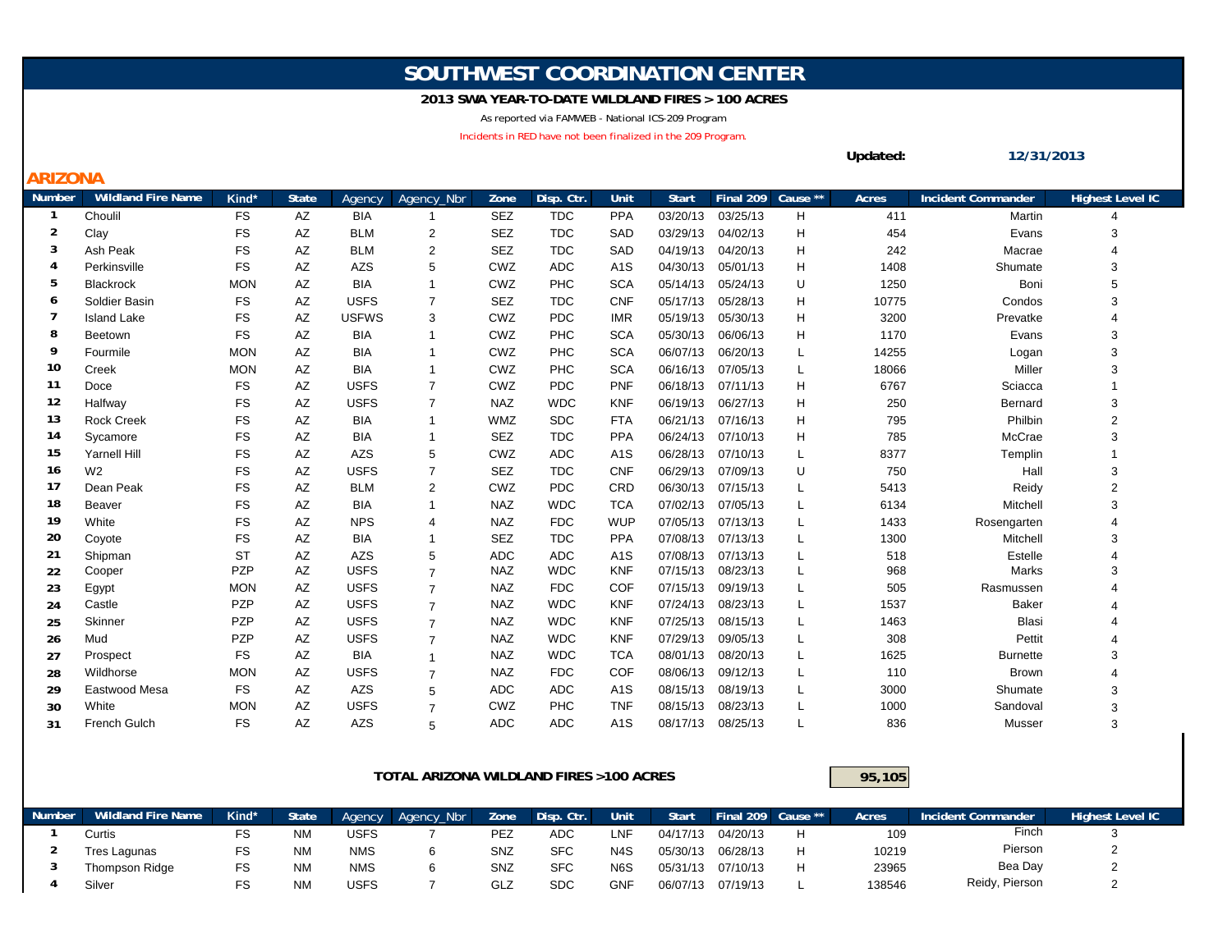# SOUTHWEST COORDINATION CENTER

**2013 SWA YEAR-TO-DATE WILDLAND FIRES > 100 ACRES**

As reported via FAMWEB - National ICS-209 Program

Incidents in RED have not been finalized in the 209 Program.

**Updated:** **12/31/2013**

## ARIZONA

| Number | Wildland Fire Name | Kind* | State | Agency | Agency_Nbr | Zone | Disp. Ctr. | Unit | Start | Final 209 | Cause ** | Acres | Incident Commander | Highest Level IC |
|---|---|---|---|---|---|---|---|---|---|---|---|---|---|---|
| 1 | Choulil | FS | AZ | BIA | 1 | SEZ | TDC | PPA | 03/20/13 | 03/25/13 | H | 411 | Martin | 4 |
| 2 | Clay | FS | AZ | BLM | 2 | SEZ | TDC | SAD | 03/29/13 | 04/02/13 | H | 454 | Evans | 3 |
| 3 | Ash Peak | FS | AZ | BLM | 2 | SEZ | TDC | SAD | 04/19/13 | 04/20/13 | H | 242 | Macrae | 4 |
| 4 | Perkinsville | FS | AZ | AZS | 5 | CWZ | ADC | A1S | 04/30/13 | 05/01/13 | H | 1408 | Shumate | 3 |
| 5 | Blackrock | MON | AZ | BIA | 1 | CWZ | PHC | SCA | 05/14/13 | 05/24/13 | U | 1250 | Boni | 5 |
| 6 | Soldier Basin | FS | AZ | USFS | 7 | SEZ | TDC | CNF | 05/17/13 | 05/28/13 | H | 10775 | Condos | 3 |
| 7 | Island Lake | FS | AZ | USFWS | 3 | CWZ | PDC | IMR | 05/19/13 | 05/30/13 | H | 3200 | Prevatke | 4 |
| 8 | Beetown | FS | AZ | BIA | 1 | CWZ | PHC | SCA | 05/30/13 | 06/06/13 | H | 1170 | Evans | 3 |
| 9 | Fourmile | MON | AZ | BIA | 1 | CWZ | PHC | SCA | 06/07/13 | 06/20/13 | L | 14255 | Logan | 3 |
| 10 | Creek | MON | AZ | BIA | 1 | CWZ | PHC | SCA | 06/16/13 | 07/05/13 | L | 18066 | Miller | 3 |
| 11 | Doce | FS | AZ | USFS | 7 | CWZ | PDC | PNF | 06/18/13 | 07/11/13 | H | 6767 | Sciacca | 1 |
| 12 | Halfway | FS | AZ | USFS | 7 | NAZ | WDC | KNF | 06/19/13 | 06/27/13 | H | 250 | Bernard | 3 |
| 13 | Rock Creek | FS | AZ | BIA | 1 | WMZ | SDC | FTA | 06/21/13 | 07/16/13 | H | 795 | Philbin | 2 |
| 14 | Sycamore | FS | AZ | BIA | 1 | SEZ | TDC | PPA | 06/24/13 | 07/10/13 | H | 785 | McCrae | 3 |
| 15 | Yarnell Hill | FS | AZ | AZS | 5 | CWZ | ADC | A1S | 06/28/13 | 07/10/13 | L | 8377 | Templin | 1 |
| 16 | W2 | FS | AZ | USFS | 7 | SEZ | TDC | CNF | 06/29/13 | 07/09/13 | U | 750 | Hall | 3 |
| 17 | Dean Peak | FS | AZ | BLM | 2 | CWZ | PDC | CRD | 06/30/13 | 07/15/13 | L | 5413 | Reidy | 2 |
| 18 | Beaver | FS | AZ | BIA | 1 | NAZ | WDC | TCA | 07/02/13 | 07/05/13 | L | 6134 | Mitchell | 3 |
| 19 | White | FS | AZ | NPS | 4 | NAZ | FDC | WUP | 07/05/13 | 07/13/13 | L | 1433 | Rosengarten | 4 |
| 20 | Coyote | FS | AZ | BIA | 1 | SEZ | TDC | PPA | 07/08/13 | 07/13/13 | L | 1300 | Mitchell | 3 |
| 21 | Shipman | ST | AZ | AZS | 5 | ADC | ADC | A1S | 07/08/13 | 07/13/13 | L | 518 | Estelle | 4 |
| 22 | Cooper | PZP | AZ | USFS | 7 | NAZ | WDC | KNF | 07/15/13 | 08/23/13 | L | 968 | Marks | 3 |
| 23 | Egypt | MON | AZ | USFS | 7 | NAZ | FDC | COF | 07/15/13 | 09/19/13 | L | 505 | Rasmussen | 4 |
| 24 | Castle | PZP | AZ | USFS | 7 | NAZ | WDC | KNF | 07/24/13 | 08/23/13 | L | 1537 | Baker | 4 |
| 25 | Skinner | PZP | AZ | USFS | 7 | NAZ | WDC | KNF | 07/25/13 | 08/15/13 | L | 1463 | Blasi | 4 |
| 26 | Mud | PZP | AZ | USFS | 7 | NAZ | WDC | KNF | 07/29/13 | 09/05/13 | L | 308 | Pettit | 4 |
| 27 | Prospect | FS | AZ | BIA | 1 | NAZ | WDC | TCA | 08/01/13 | 08/20/13 | L | 1625 | Burnette | 3 |
| 28 | Wildhorse | MON | AZ | USFS | 7 | NAZ | FDC | COF | 08/06/13 | 09/12/13 | L | 110 | Brown | 4 |
| 29 | Eastwood Mesa | FS | AZ | AZS | 5 | ADC | ADC | A1S | 08/15/13 | 08/19/13 | L | 3000 | Shumate | 3 |
| 30 | White | MON | AZ | USFS | 7 | CWZ | PHC | TNF | 08/15/13 | 08/23/13 | L | 1000 | Sandoval | 3 |
| 31 | French Gulch | FS | AZ | AZS | 5 | ADC | ADC | A1S | 08/17/13 | 08/25/13 | L | 836 | Musser | 3 |

**TOTAL ARIZONA WILDLAND FIRES >100 ACRES** **95,105**

| Number | Wildland Fire Name | Kind* | State | Agency | Agency_Nbr | Zone | Disp. Ctr. | Unit | Start | Final 209 | Cause ** | Acres | Incident Commander | Highest Level IC |
|---|---|---|---|---|---|---|---|---|---|---|---|---|---|---|
| 1 | Curtis | FS | NM | USFS | 7 | PEZ | ADC | LNF | 04/17/13 | 04/20/13 | H | 109 | Finch | 3 |
| 2 | Tres Lagunas | FS | NM | NMS | 6 | SNZ | SFC | N4S | 05/30/13 | 06/28/13 | H | 10219 | Pierson | 2 |
| 3 | Thompson Ridge | FS | NM | NMS | 6 | SNZ | SFC | N6S | 05/31/13 | 07/10/13 | H | 23965 | Bea Day | 2 |
| 4 | Silver | FS | NM | USFS | 7 | GLZ | SDC | GNF | 06/07/13 | 07/19/13 | L | 138546 | Reidy, Pierson | 2 |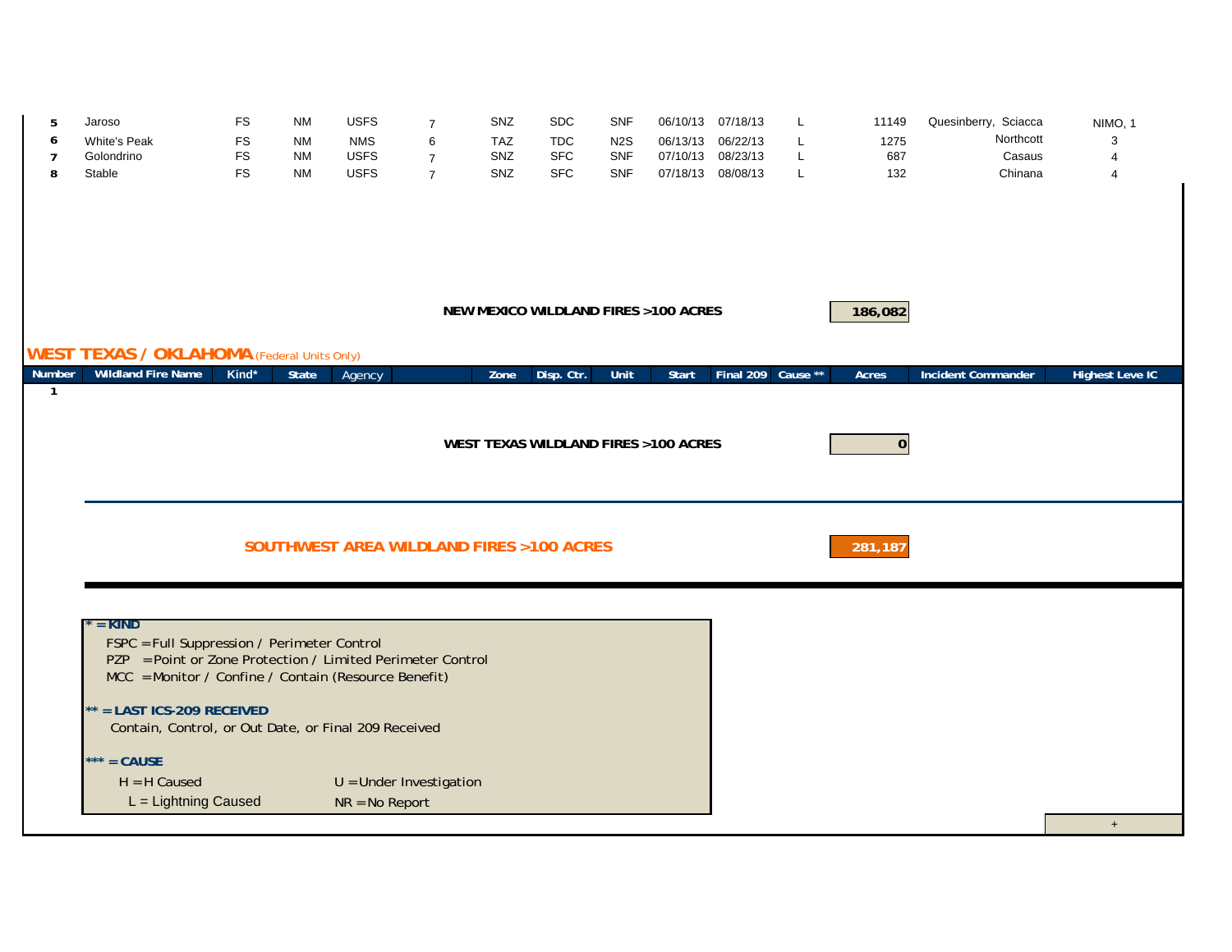| | | | | | | | | | | | | | | |
|---|---|---|---|---|---|---|---|---|---|---|---|---|---|---|
| 5 | Jaroso | FS | NM | USFS | 7 | SNZ | SDC | SNF | 06/10/13 | 07/18/13 | L | 11149 | Quesinberry, Sciacca | NIMO, 1 |
| 6 | White's Peak | FS | NM | NMS | 6 | TAZ | TDC | N2S | 06/13/13 | 06/22/13 | L | 1275 | Northcott | 3 |
| 7 | Golondrino | FS | NM | USFS | 7 | SNZ | SFC | SNF | 07/10/13 | 08/23/13 | L | 687 | Casaus | 4 |
| 8 | Stable | FS | NM | USFS | 7 | SNZ | SFC | SNF | 07/18/13 | 08/08/13 | L | 132 | Chinana | 4 |

**NEW MEXICO WILDLAND FIRES >100 ACRES** 186,082

## WEST TEXAS / OKLAHOMA (Federal Units Only)

| Number | Wildland Fire Name | Kind* | State | Agency | | Zone | Disp. Ctr. | Unit | Start | Final 209 | Cause ** | Acres | Incident Commander | Highest Leve IC |
|---|---|---|---|---|---|---|---|---|---|---|---|---|---|---|
| 1 | | | | | | | | | | | | | | |

**WEST TEXAS WILDLAND FIRES >100 ACRES** 0

**SOUTHWEST AREA WILDLAND FIRES >100 ACRES** 281,187

**\* = KIND**

FSPC = Full Suppression / Perimeter Control
PZP = Point or Zone Protection / Limited Perimeter Control
MCC = Monitor / Confine / Contain (Resource Benefit)

**\*\* = LAST ICS-209 RECEIVED**

Contain, Control, or Out Date, or Final 209 Received

**\*\*\* = CAUSE**

H = H Caused　　U = Under Investigation
L = Lightning Caused　　NR = No Report

+